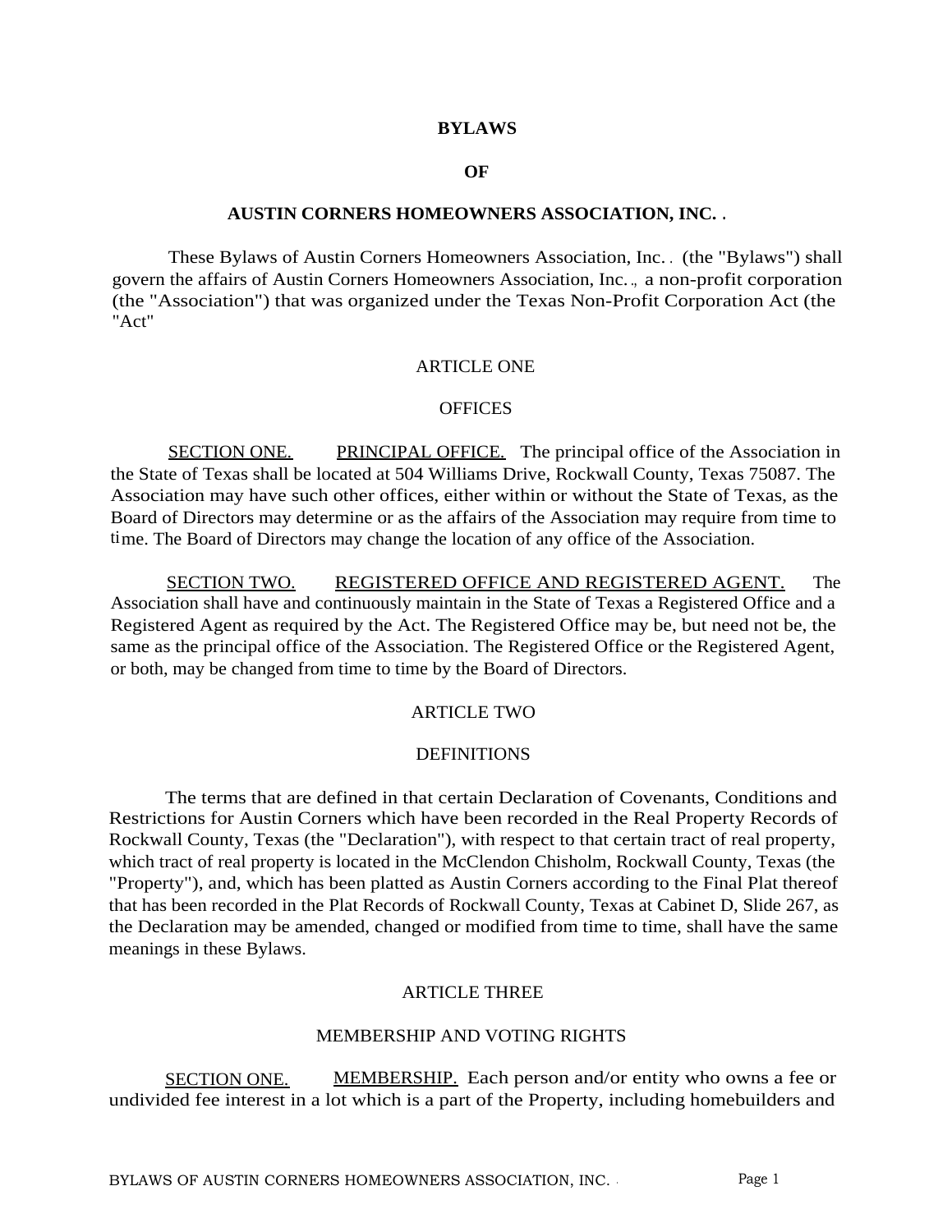# BYLAWS

# OF

# AUSTIN CORNERS HOMEOWNERS ASSOCIATION, INC.

These Bylaws of Austin Corners Homeowners Association, Inc. (the "Bylaws") shall govern the affairs of Austin Corners Homeowners Association, Inc., a non-profit corporation (the "Association") that was organized under the Texas Non-Profit Corporation Act (the "Act"

## ARTICLE ONE

## OFFICES

SECTION ONE. PRINCIPAL OFFICE. The principal office of the Association in the State of Texas shall be located at 504 Williams Drive, Rockwall County, Texas 75087. The Association may have such other offices, either within or without the State of Texas, as the Board of Directors may determine or as the affairs of the Association may require from time to time. The Board of Directors may change the location of any office of the Association.

SECTION TWO. REGISTERED OFFICE AND REGISTERED AGENT. The Association shall have and continuously maintain in the State of Texas a Registered Office and a Registered Agent as required by the Act. The Registered Office may be, but need not be, the same as the principal office of the Association. The Registered Office or the Registered Agent, or both, may be changed from time to time by the Board of Directors.

## ARTICLE TWO

## DEFINITIONS

The terms that are defined in that certain Declaration of Covenants, Conditions and Restrictions for Austin Corners which have been recorded in the Real Property Records of Rockwall County, Texas (the "Declaration"), with respect to that certain tract of real property, which tract of real property is located in the McClendon Chisholm, Rockwall County, Texas (the "Property"), and, which has been platted as Austin Corners according to the Final Plat thereof that has been recorded in the Plat Records of Rockwall County, Texas at Cabinet D, Slide 267, as the Declaration may be amended, changed or modified from time to time, shall have the same meanings in these Bylaws.

## ARTICLE THREE

## MEMBERSHIP AND VOTING RIGHTS

SECTION ONE. MEMBERSHIP. Each person and/or entity who owns a fee or undivided fee interest in a lot which is a part of the Property, including homebuilders and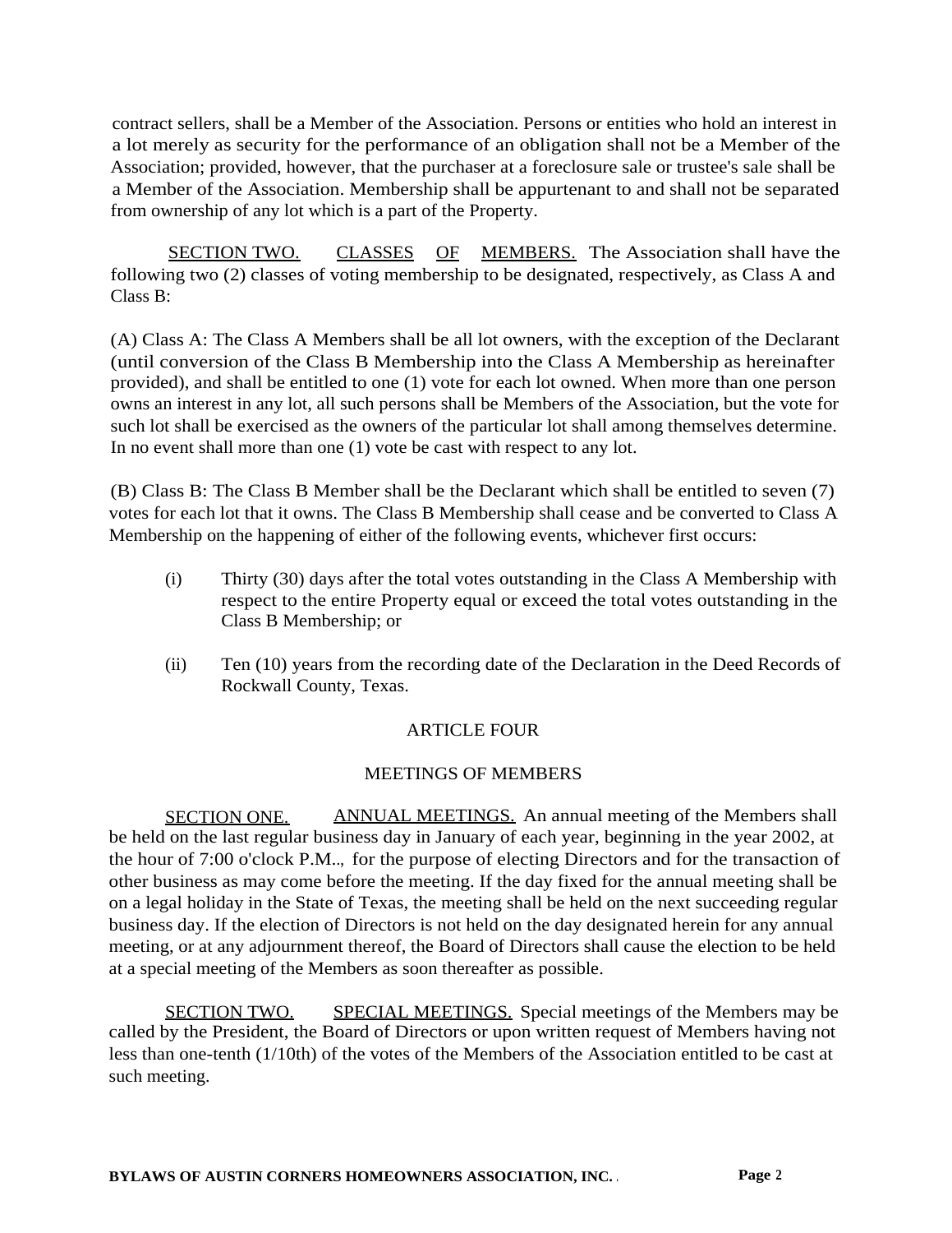contract sellers, shall be a Member of the Association. Persons or entities who hold an interest in a lot merely as security for the performance of an obligation shall not be a Member of the Association; provided, however, that the purchaser at a foreclosure sale or trustee's sale shall be a Member of the Association. Membership shall be appurtenant to and shall not be separated from ownership of any lot which is a part of the Property.

SECTION TWO. CLASSES OF MEMBERS. The Association shall have the following two (2) classes of voting membership to be designated, respectively, as Class A and Class B:

(A) Class A: The Class A Members shall be all lot owners, with the exception of the Declarant (until conversion of the Class B Membership into the Class A Membership as hereinafter provided), and shall be entitled to one (1) vote for each lot owned. When more than one person owns an interest in any lot, all such persons shall be Members of the Association, but the vote for such lot shall be exercised as the owners of the particular lot shall among themselves determine. In no event shall more than one (1) vote be cast with respect to any lot.

(B) Class B: The Class B Member shall be the Declarant which shall be entitled to seven (7) votes for each lot that it owns. The Class B Membership shall cease and be converted to Class A Membership on the happening of either of the following events, whichever first occurs:

(i) Thirty (30) days after the total votes outstanding in the Class A Membership with respect to the entire Property equal or exceed the total votes outstanding in the Class B Membership; or

(ii) Ten (10) years from the recording date of the Declaration in the Deed Records of Rockwall County, Texas.

## ARTICLE FOUR

## MEETINGS OF MEMBERS

SECTION ONE. ANNUAL MEETINGS. An annual meeting of the Members shall be held on the last regular business day in January of each year, beginning in the year 2002, at the hour of 7:00 o'clock P.M.., for the purpose of electing Directors and for the transaction of other business as may come before the meeting. If the day fixed for the annual meeting shall be on a legal holiday in the State of Texas, the meeting shall be held on the next succeeding regular business day. If the election of Directors is not held on the day designated herein for any annual meeting, or at any adjournment thereof, the Board of Directors shall cause the election to be held at a special meeting of the Members as soon thereafter as possible.

SECTION TWO. SPECIAL MEETINGS. Special meetings of the Members may be called by the President, the Board of Directors or upon written request of Members having not less than one-tenth (1/10th) of the votes of the Members of the Association entitled to be cast at such meeting.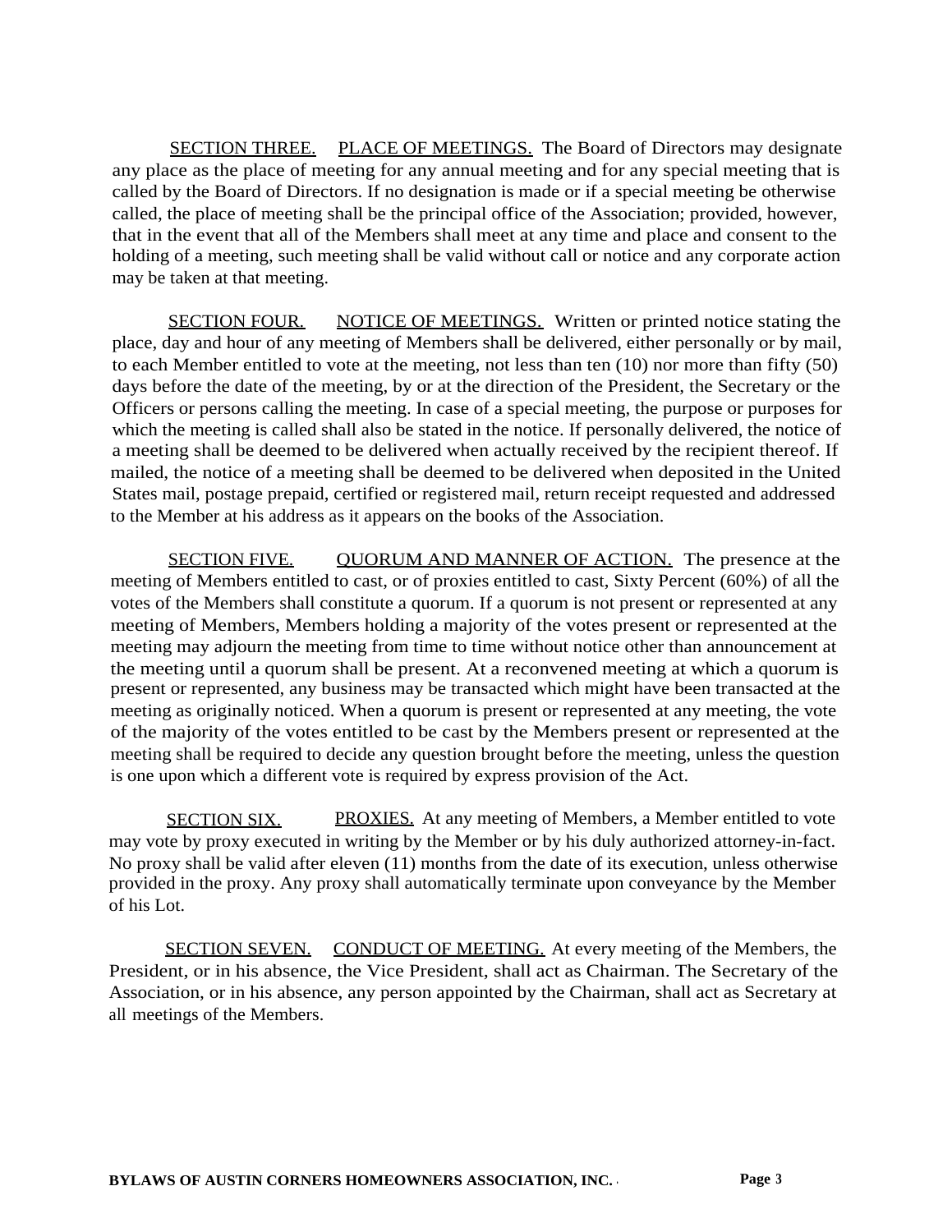SECTION THREE. PLACE OF MEETINGS. The Board of Directors may designate any place as the place of meeting for any annual meeting and for any special meeting that is called by the Board of Directors. If no designation is made or if a special meeting be otherwise called, the place of meeting shall be the principal office of the Association; provided, however, that in the event that all of the Members shall meet at any time and place and consent to the holding of a meeting, such meeting shall be valid without call or notice and any corporate action may be taken at that meeting.

SECTION FOUR. NOTICE OF MEETINGS. Written or printed notice stating the place, day and hour of any meeting of Members shall be delivered, either personally or by mail, to each Member entitled to vote at the meeting, not less than ten (10) nor more than fifty (50) days before the date of the meeting, by or at the direction of the President, the Secretary or the Officers or persons calling the meeting. In case of a special meeting, the purpose or purposes for which the meeting is called shall also be stated in the notice. If personally delivered, the notice of a meeting shall be deemed to be delivered when actually received by the recipient thereof. If mailed, the notice of a meeting shall be deemed to be delivered when deposited in the United States mail, postage prepaid, certified or registered mail, return receipt requested and addressed to the Member at his address as it appears on the books of the Association.

SECTION FIVE. QUORUM AND MANNER OF ACTION. The presence at the meeting of Members entitled to cast, or of proxies entitled to cast, Sixty Percent (60%) of all the votes of the Members shall constitute a quorum. If a quorum is not present or represented at any meeting of Members, Members holding a majority of the votes present or represented at the meeting may adjourn the meeting from time to time without notice other than announcement at the meeting until a quorum shall be present. At a reconvened meeting at which a quorum is present or represented, any business may be transacted which might have been transacted at the meeting as originally noticed. When a quorum is present or represented at any meeting, the vote of the majority of the votes entitled to be cast by the Members present or represented at the meeting shall be required to decide any question brought before the meeting, unless the question is one upon which a different vote is required by express provision of the Act.

SECTION SIX. PROXIES. At any meeting of Members, a Member entitled to vote may vote by proxy executed in writing by the Member or by his duly authorized attorney-in-fact. No proxy shall be valid after eleven (11) months from the date of its execution, unless otherwise provided in the proxy. Any proxy shall automatically terminate upon conveyance by the Member of his Lot.

SECTION SEVEN. CONDUCT OF MEETING. At every meeting of the Members, the President, or in his absence, the Vice President, shall act as Chairman. The Secretary of the Association, or in his absence, any person appointed by the Chairman, shall act as Secretary at all meetings of the Members.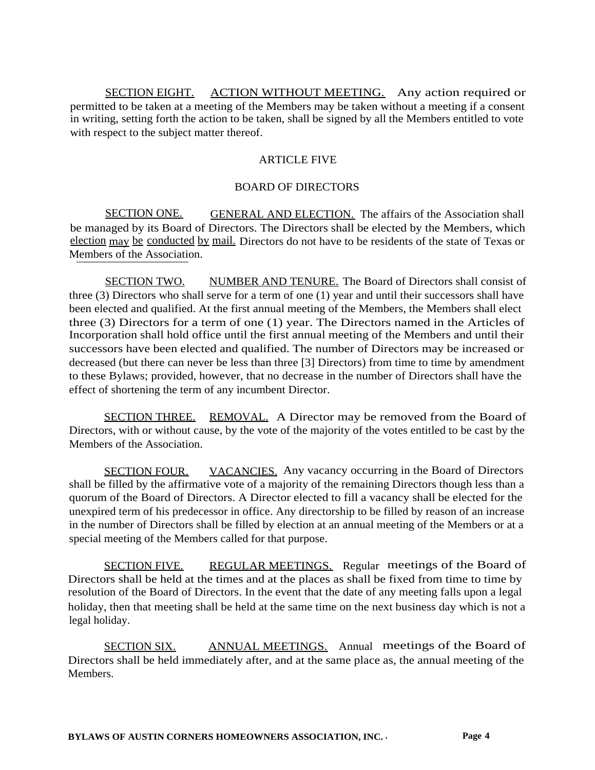SECTION EIGHT. ACTION WITHOUT MEETING. Any action required or permitted to be taken at a meeting of the Members may be taken without a meeting if a consent in writing, setting forth the action to be taken, shall be signed by all the Members entitled to vote with respect to the subject matter thereof.

## ARTICLE FIVE

## BOARD OF DIRECTORS

SECTION ONE. GENERAL AND ELECTION. The affairs of the Association shall be managed by its Board of Directors. The Directors shall be elected by the Members, which election may be conducted by mail. Directors do not have to be residents of the state of Texas or Members of the Association.

SECTION TWO. NUMBER AND TENURE. The Board of Directors shall consist of three (3) Directors who shall serve for a term of one (1) year and until their successors shall have been elected and qualified. At the first annual meeting of the Members, the Members shall elect three (3) Directors for a term of one (1) year. The Directors named in the Articles of Incorporation shall hold office until the first annual meeting of the Members and until their successors have been elected and qualified. The number of Directors may be increased or decreased (but there can never be less than three [3] Directors) from time to time by amendment to these Bylaws; provided, however, that no decrease in the number of Directors shall have the effect of shortening the term of any incumbent Director.

SECTION THREE. REMOVAL. A Director may be removed from the Board of Directors, with or without cause, by the vote of the majority of the votes entitled to be cast by the Members of the Association.

SECTION FOUR. VACANCIES. Any vacancy occurring in the Board of Directors shall be filled by the affirmative vote of a majority of the remaining Directors though less than a quorum of the Board of Directors. A Director elected to fill a vacancy shall be elected for the unexpired term of his predecessor in office. Any directorship to be filled by reason of an increase in the number of Directors shall be filled by election at an annual meeting of the Members or at a special meeting of the Members called for that purpose.

SECTION FIVE. REGULAR MEETINGS. Regular meetings of the Board of Directors shall be held at the times and at the places as shall be fixed from time to time by resolution of the Board of Directors. In the event that the date of any meeting falls upon a legal holiday, then that meeting shall be held at the same time on the next business day which is not a legal holiday.

SECTION SIX. ANNUAL MEETINGS. Annual meetings of the Board of Directors shall be held immediately after, and at the same place as, the annual meeting of the Members.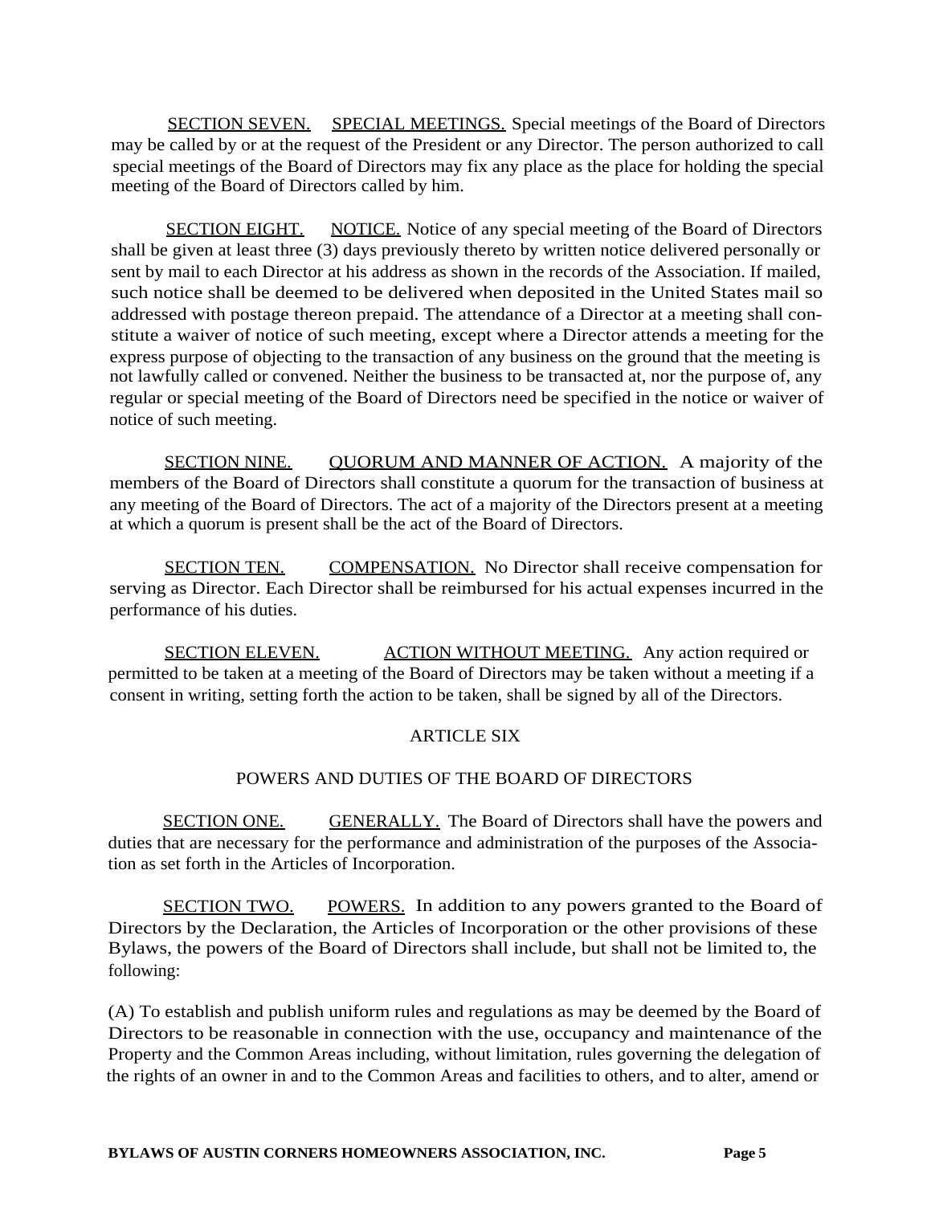SECTION SEVEN. SPECIAL MEETINGS. Special meetings of the Board of Directors may be called by or at the request of the President or any Director. The person authorized to call special meetings of the Board of Directors may fix any place as the place for holding the special meeting of the Board of Directors called by him.

SECTION EIGHT. NOTICE. Notice of any special meeting of the Board of Directors shall be given at least three (3) days previously thereto by written notice delivered personally or sent by mail to each Director at his address as shown in the records of the Association. If mailed, such notice shall be deemed to be delivered when deposited in the United States mail so addressed with postage thereon prepaid. The attendance of a Director at a meeting shall constitute a waiver of notice of such meeting, except where a Director attends a meeting for the express purpose of objecting to the transaction of any business on the ground that the meeting is not lawfully called or convened. Neither the business to be transacted at, nor the purpose of, any regular or special meeting of the Board of Directors need be specified in the notice or waiver of notice of such meeting.

SECTION NINE. QUORUM AND MANNER OF ACTION. A majority of the members of the Board of Directors shall constitute a quorum for the transaction of business at any meeting of the Board of Directors. The act of a majority of the Directors present at a meeting at which a quorum is present shall be the act of the Board of Directors.

SECTION TEN. COMPENSATION. No Director shall receive compensation for serving as Director. Each Director shall be reimbursed for his actual expenses incurred in the performance of his duties.

SECTION ELEVEN. ACTION WITHOUT MEETING. Any action required or permitted to be taken at a meeting of the Board of Directors may be taken without a meeting if a consent in writing, setting forth the action to be taken, shall be signed by all of the Directors.

## ARTICLE SIX

## POWERS AND DUTIES OF THE BOARD OF DIRECTORS

SECTION ONE. GENERALLY. The Board of Directors shall have the powers and duties that are necessary for the performance and administration of the purposes of the Association as set forth in the Articles of Incorporation.

SECTION TWO. POWERS. In addition to any powers granted to the Board of Directors by the Declaration, the Articles of Incorporation or the other provisions of these Bylaws, the powers of the Board of Directors shall include, but shall not be limited to, the following:

(A) To establish and publish uniform rules and regulations as may be deemed by the Board of Directors to be reasonable in connection with the use, occupancy and maintenance of the Property and the Common Areas including, without limitation, rules governing the delegation of the rights of an owner in and to the Common Areas and facilities to others, and to alter, amend or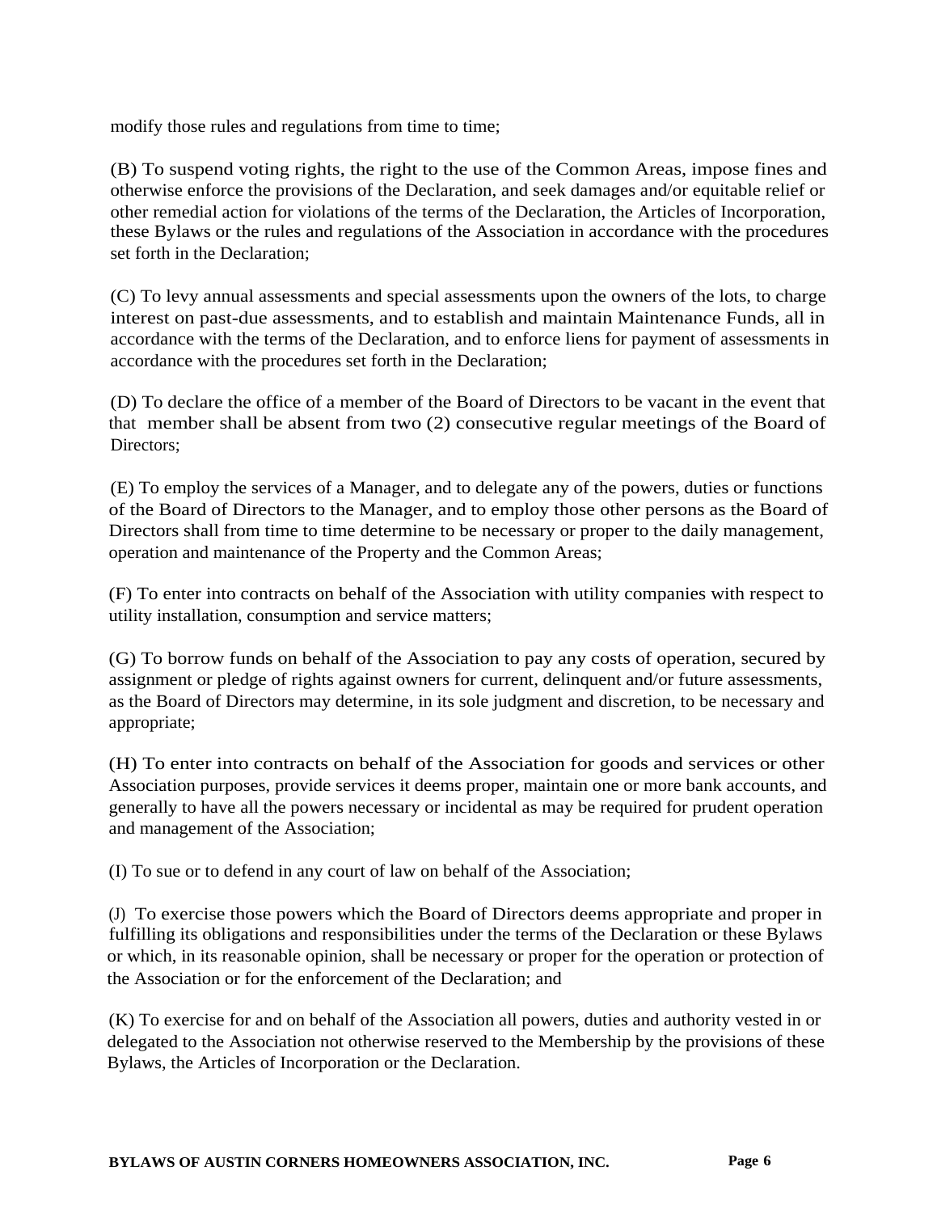modify those rules and regulations from time to time;

(B) To suspend voting rights, the right to the use of the Common Areas, impose fines and otherwise enforce the provisions of the Declaration, and seek damages and/or equitable relief or other remedial action for violations of the terms of the Declaration, the Articles of Incorporation, these Bylaws or the rules and regulations of the Association in accordance with the procedures set forth in the Declaration;

(C) To levy annual assessments and special assessments upon the owners of the lots, to charge interest on past-due assessments, and to establish and maintain Maintenance Funds, all in accordance with the terms of the Declaration, and to enforce liens for payment of assessments in accordance with the procedures set forth in the Declaration;

(D) To declare the office of a member of the Board of Directors to be vacant in the event that that member shall be absent from two (2) consecutive regular meetings of the Board of Directors;

(E) To employ the services of a Manager, and to delegate any of the powers, duties or functions of the Board of Directors to the Manager, and to employ those other persons as the Board of Directors shall from time to time determine to be necessary or proper to the daily management, operation and maintenance of the Property and the Common Areas;

(F) To enter into contracts on behalf of the Association with utility companies with respect to utility installation, consumption and service matters;

(G) To borrow funds on behalf of the Association to pay any costs of operation, secured by assignment or pledge of rights against owners for current, delinquent and/or future assessments, as the Board of Directors may determine, in its sole judgment and discretion, to be necessary and appropriate;

(H) To enter into contracts on behalf of the Association for goods and services or other Association purposes, provide services it deems proper, maintain one or more bank accounts, and generally to have all the powers necessary or incidental as may be required for prudent operation and management of the Association;

(I) To sue or to defend in any court of law on behalf of the Association;

(J) To exercise those powers which the Board of Directors deems appropriate and proper in fulfilling its obligations and responsibilities under the terms of the Declaration or these Bylaws or which, in its reasonable opinion, shall be necessary or proper for the operation or protection of the Association or for the enforcement of the Declaration; and

(K) To exercise for and on behalf of the Association all powers, duties and authority vested in or delegated to the Association not otherwise reserved to the Membership by the provisions of these Bylaws, the Articles of Incorporation or the Declaration.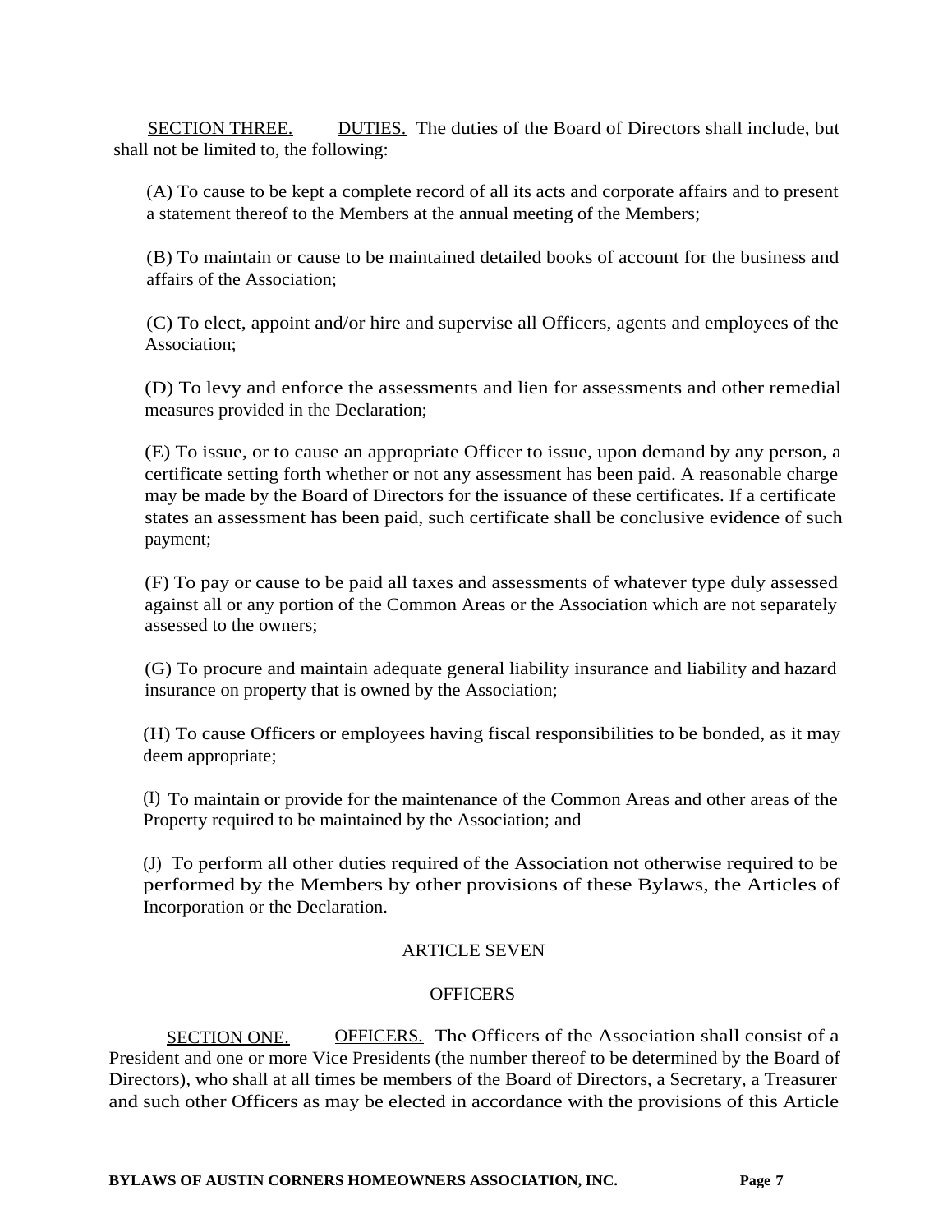SECTION THREE. DUTIES. The duties of the Board of Directors shall include, but shall not be limited to, the following:

(A) To cause to be kept a complete record of all its acts and corporate affairs and to present a statement thereof to the Members at the annual meeting of the Members;

(B) To maintain or cause to be maintained detailed books of account for the business and affairs of the Association;

(C) To elect, appoint and/or hire and supervise all Officers, agents and employees of the Association;

(D) To levy and enforce the assessments and lien for assessments and other remedial measures provided in the Declaration;

(E) To issue, or to cause an appropriate Officer to issue, upon demand by any person, a certificate setting forth whether or not any assessment has been paid. A reasonable charge may be made by the Board of Directors for the issuance of these certificates. If a certificate states an assessment has been paid, such certificate shall be conclusive evidence of such payment;

(F) To pay or cause to be paid all taxes and assessments of whatever type duly assessed against all or any portion of the Common Areas or the Association which are not separately assessed to the owners;

(G) To procure and maintain adequate general liability insurance and liability and hazard insurance on property that is owned by the Association;

(H) To cause Officers or employees having fiscal responsibilities to be bonded, as it may deem appropriate;

(I) To maintain or provide for the maintenance of the Common Areas and other areas of the Property required to be maintained by the Association; and

(J) To perform all other duties required of the Association not otherwise required to be performed by the Members by other provisions of these Bylaws, the Articles of Incorporation or the Declaration.

## ARTICLE SEVEN

## OFFICERS

SECTION ONE. OFFICERS. The Officers of the Association shall consist of a President and one or more Vice Presidents (the number thereof to be determined by the Board of Directors), who shall at all times be members of the Board of Directors, a Secretary, a Treasurer and such other Officers as may be elected in accordance with the provisions of this Article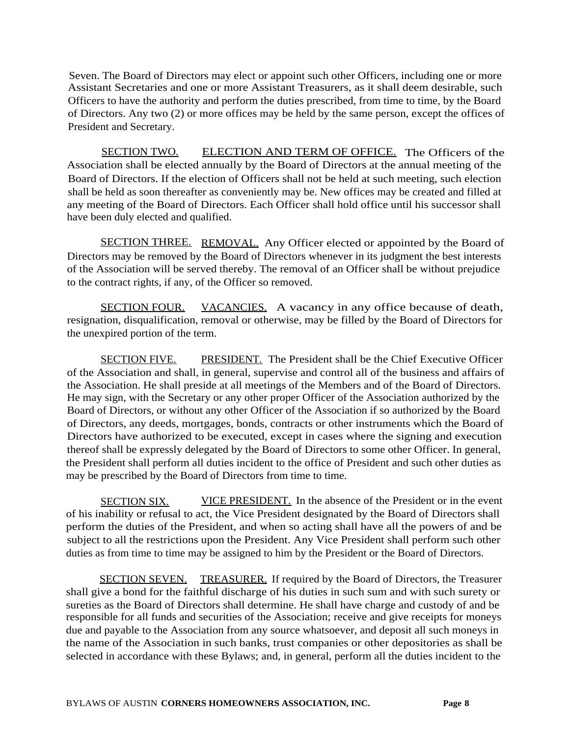Seven. The Board of Directors may elect or appoint such other Officers, including one or more Assistant Secretaries and one or more Assistant Treasurers, as it shall deem desirable, such Officers to have the authority and perform the duties prescribed, from time to time, by the Board of Directors. Any two (2) or more offices may be held by the same person, except the offices of President and Secretary.

SECTION TWO. ELECTION AND TERM OF OFFICE. The Officers of the Association shall be elected annually by the Board of Directors at the annual meeting of the Board of Directors. If the election of Officers shall not be held at such meeting, such election shall be held as soon thereafter as conveniently may be. New offices may be created and filled at any meeting of the Board of Directors. Each Officer shall hold office until his successor shall have been duly elected and qualified.

SECTION THREE. REMOVAL. Any Officer elected or appointed by the Board of Directors may be removed by the Board of Directors whenever in its judgment the best interests of the Association will be served thereby. The removal of an Officer shall be without prejudice to the contract rights, if any, of the Officer so removed.

SECTION FOUR. VACANCIES. A vacancy in any office because of death, resignation, disqualification, removal or otherwise, may be filled by the Board of Directors for the unexpired portion of the term.

SECTION FIVE. PRESIDENT. The President shall be the Chief Executive Officer of the Association and shall, in general, supervise and control all of the business and affairs of the Association. He shall preside at all meetings of the Members and of the Board of Directors. He may sign, with the Secretary or any other proper Officer of the Association authorized by the Board of Directors, or without any other Officer of the Association if so authorized by the Board of Directors, any deeds, mortgages, bonds, contracts or other instruments which the Board of Directors have authorized to be executed, except in cases where the signing and execution thereof shall be expressly delegated by the Board of Directors to some other Officer. In general, the President shall perform all duties incident to the office of President and such other duties as may be prescribed by the Board of Directors from time to time.

SECTION SIX. VICE PRESIDENT. In the absence of the President or in the event of his inability or refusal to act, the Vice President designated by the Board of Directors shall perform the duties of the President, and when so acting shall have all the powers of and be subject to all the restrictions upon the President. Any Vice President shall perform such other duties as from time to time may be assigned to him by the President or the Board of Directors.

SECTION SEVEN. TREASURER. If required by the Board of Directors, the Treasurer shall give a bond for the faithful discharge of his duties in such sum and with such surety or sureties as the Board of Directors shall determine. He shall have charge and custody of and be responsible for all funds and securities of the Association; receive and give receipts for moneys due and payable to the Association from any source whatsoever, and deposit all such moneys in the name of the Association in such banks, trust companies or other depositories as shall be selected in accordance with these Bylaws; and, in general, perform all the duties incident to the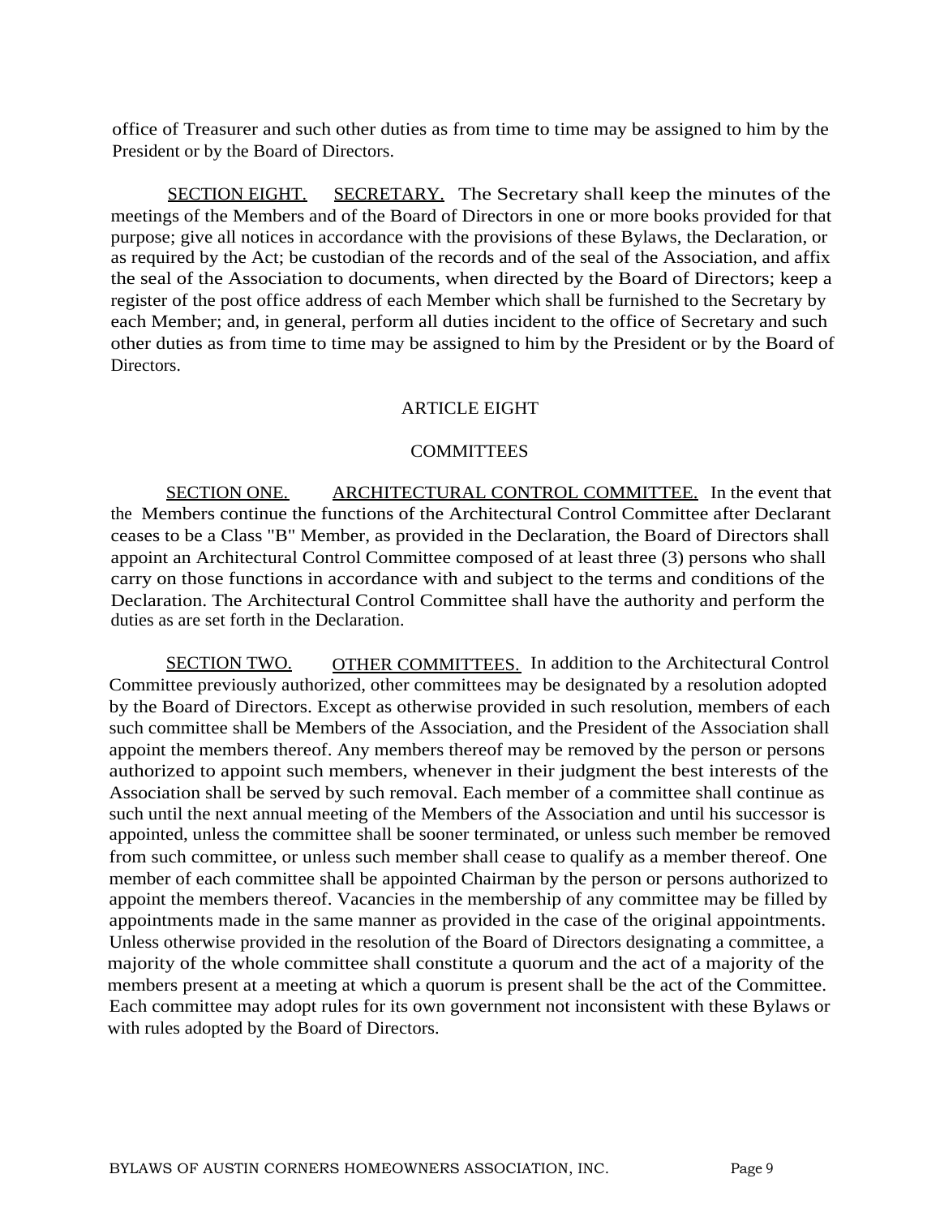office of Treasurer and such other duties as from time to time may be assigned to him by the President or by the Board of Directors.

SECTION EIGHT. SECRETARY. The Secretary shall keep the minutes of the meetings of the Members and of the Board of Directors in one or more books provided for that purpose; give all notices in accordance with the provisions of these Bylaws, the Declaration, or as required by the Act; be custodian of the records and of the seal of the Association, and affix the seal of the Association to documents, when directed by the Board of Directors; keep a register of the post office address of each Member which shall be furnished to the Secretary by each Member; and, in general, perform all duties incident to the office of Secretary and such other duties as from time to time may be assigned to him by the President or by the Board of Directors.

## ARTICLE EIGHT

## COMMITTEES

SECTION ONE. ARCHITECTURAL CONTROL COMMITTEE. In the event that the Members continue the functions of the Architectural Control Committee after Declarant ceases to be a Class "B" Member, as provided in the Declaration, the Board of Directors shall appoint an Architectural Control Committee composed of at least three (3) persons who shall carry on those functions in accordance with and subject to the terms and conditions of the Declaration. The Architectural Control Committee shall have the authority and perform the duties as are set forth in the Declaration.

SECTION TWO. OTHER COMMITTEES. In addition to the Architectural Control Committee previously authorized, other committees may be designated by a resolution adopted by the Board of Directors. Except as otherwise provided in such resolution, members of each such committee shall be Members of the Association, and the President of the Association shall appoint the members thereof. Any members thereof may be removed by the person or persons authorized to appoint such members, whenever in their judgment the best interests of the Association shall be served by such removal. Each member of a committee shall continue as such until the next annual meeting of the Members of the Association and until his successor is appointed, unless the committee shall be sooner terminated, or unless such member be removed from such committee, or unless such member shall cease to qualify as a member thereof. One member of each committee shall be appointed Chairman by the person or persons authorized to appoint the members thereof. Vacancies in the membership of any committee may be filled by appointments made in the same manner as provided in the case of the original appointments. Unless otherwise provided in the resolution of the Board of Directors designating a committee, a majority of the whole committee shall constitute a quorum and the act of a majority of the members present at a meeting at which a quorum is present shall be the act of the Committee. Each committee may adopt rules for its own government not inconsistent with these Bylaws or with rules adopted by the Board of Directors.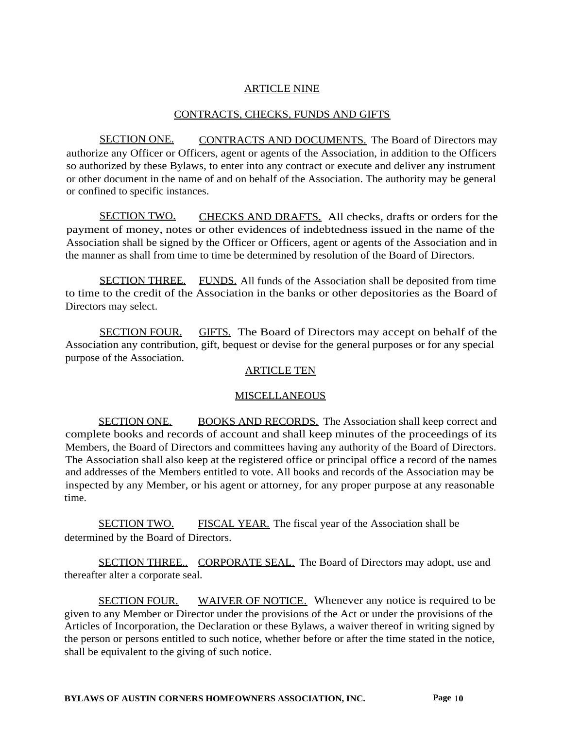## ARTICLE NINE

## CONTRACTS, CHECKS, FUNDS AND GIFTS

SECTION ONE. CONTRACTS AND DOCUMENTS. The Board of Directors may authorize any Officer or Officers, agent or agents of the Association, in addition to the Officers so authorized by these Bylaws, to enter into any contract or execute and deliver any instrument or other document in the name of and on behalf of the Association. The authority may be general or confined to specific instances.

SECTION TWO. CHECKS AND DRAFTS. All checks, drafts or orders for the payment of money, notes or other evidences of indebtedness issued in the name of the Association shall be signed by the Officer or Officers, agent or agents of the Association and in the manner as shall from time to time be determined by resolution of the Board of Directors.

SECTION THREE. FUNDS. All funds of the Association shall be deposited from time to time to the credit of the Association in the banks or other depositories as the Board of Directors may select.

SECTION FOUR. GIFTS. The Board of Directors may accept on behalf of the Association any contribution, gift, bequest or devise for the general purposes or for any special purpose of the Association.

## ARTICLE TEN

## MISCELLANEOUS

SECTION ONE. BOOKS AND RECORDS. The Association shall keep correct and complete books and records of account and shall keep minutes of the proceedings of its Members, the Board of Directors and committees having any authority of the Board of Directors. The Association shall also keep at the registered office or principal office a record of the names and addresses of the Members entitled to vote. All books and records of the Association may be inspected by any Member, or his agent or attorney, for any proper purpose at any reasonable time.

SECTION TWO. FISCAL YEAR. The fiscal year of the Association shall be determined by the Board of Directors.

SECTION THREE.. CORPORATE SEAL. The Board of Directors may adopt, use and thereafter alter a corporate seal.

SECTION FOUR. WAIVER OF NOTICE. Whenever any notice is required to be given to any Member or Director under the provisions of the Act or under the provisions of the Articles of Incorporation, the Declaration or these Bylaws, a waiver thereof in writing signed by the person or persons entitled to such notice, whether before or after the time stated in the notice, shall be equivalent to the giving of such notice.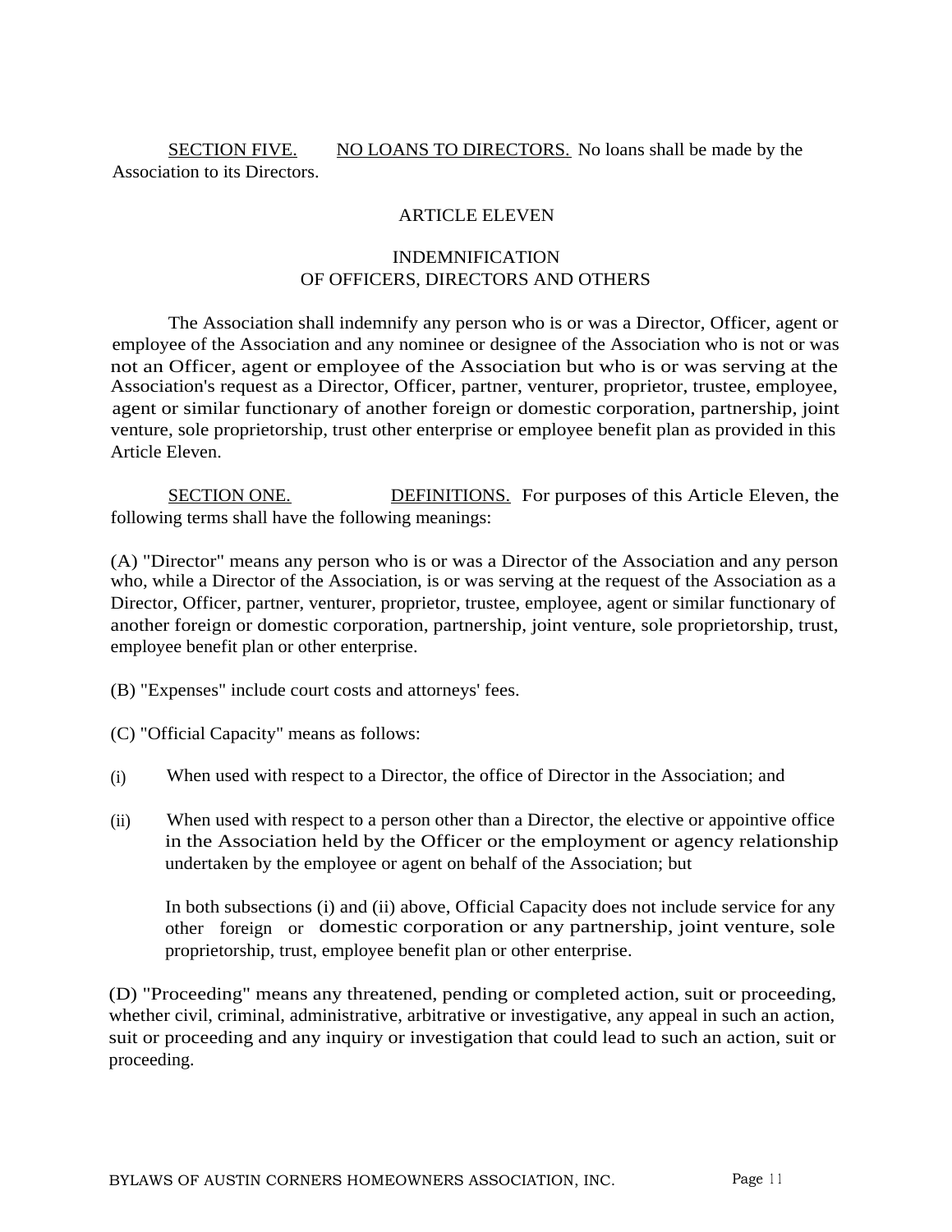SECTION FIVE. NO LOANS TO DIRECTORS. No loans shall be made by the Association to its Directors.

## ARTICLE ELEVEN

## INDEMNIFICATION OF OFFICERS, DIRECTORS AND OTHERS

The Association shall indemnify any person who is or was a Director, Officer, agent or employee of the Association and any nominee or designee of the Association who is not or was not an Officer, agent or employee of the Association but who is or was serving at the Association's request as a Director, Officer, partner, venturer, proprietor, trustee, employee, agent or similar functionary of another foreign or domestic corporation, partnership, joint venture, sole proprietorship, trust other enterprise or employee benefit plan as provided in this Article Eleven.

SECTION ONE. DEFINITIONS. For purposes of this Article Eleven, the following terms shall have the following meanings:

(A) "Director" means any person who is or was a Director of the Association and any person who, while a Director of the Association, is or was serving at the request of the Association as a Director, Officer, partner, venturer, proprietor, trustee, employee, agent or similar functionary of another foreign or domestic corporation, partnership, joint venture, sole proprietorship, trust, employee benefit plan or other enterprise.

(B) "Expenses" include court costs and attorneys' fees.

(C) "Official Capacity" means as follows:

(i) When used with respect to a Director, the office of Director in the Association; and

(ii) When used with respect to a person other than a Director, the elective or appointive office in the Association held by the Officer or the employment or agency relationship undertaken by the employee or agent on behalf of the Association; but

In both subsections (i) and (ii) above, Official Capacity does not include service for any other foreign or domestic corporation or any partnership, joint venture, sole proprietorship, trust, employee benefit plan or other enterprise.

(D) "Proceeding" means any threatened, pending or completed action, suit or proceeding, whether civil, criminal, administrative, arbitrative or investigative, any appeal in such an action, suit or proceeding and any inquiry or investigation that could lead to such an action, suit or proceeding.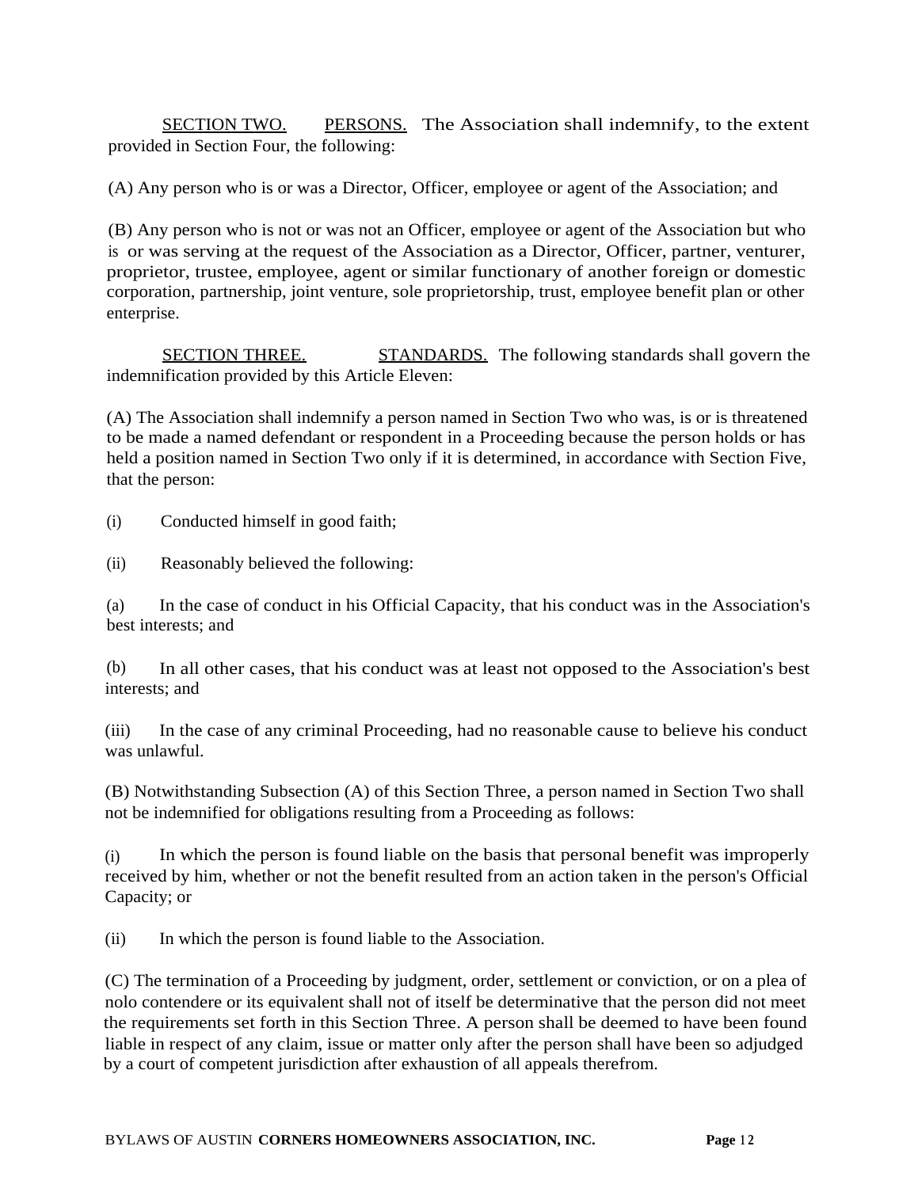SECTION TWO. PERSONS. The Association shall indemnify, to the extent provided in Section Four, the following:

(A) Any person who is or was a Director, Officer, employee or agent of the Association; and

(B) Any person who is not or was not an Officer, employee or agent of the Association but who is or was serving at the request of the Association as a Director, Officer, partner, venturer, proprietor, trustee, employee, agent or similar functionary of another foreign or domestic corporation, partnership, joint venture, sole proprietorship, trust, employee benefit plan or other enterprise.

SECTION THREE. STANDARDS. The following standards shall govern the indemnification provided by this Article Eleven:

(A) The Association shall indemnify a person named in Section Two who was, is or is threatened to be made a named defendant or respondent in a Proceeding because the person holds or has held a position named in Section Two only if it is determined, in accordance with Section Five, that the person:

(i) Conducted himself in good faith;

(ii) Reasonably believed the following:

(a) In the case of conduct in his Official Capacity, that his conduct was in the Association's best interests; and

(b) In all other cases, that his conduct was at least not opposed to the Association's best interests; and

(iii) In the case of any criminal Proceeding, had no reasonable cause to believe his conduct was unlawful.

(B) Notwithstanding Subsection (A) of this Section Three, a person named in Section Two shall not be indemnified for obligations resulting from a Proceeding as follows:

(i) In which the person is found liable on the basis that personal benefit was improperly received by him, whether or not the benefit resulted from an action taken in the person's Official Capacity; or

(ii) In which the person is found liable to the Association.

(C) The termination of a Proceeding by judgment, order, settlement or conviction, or on a plea of nolo contendere or its equivalent shall not of itself be determinative that the person did not meet the requirements set forth in this Section Three. A person shall be deemed to have been found liable in respect of any claim, issue or matter only after the person shall have been so adjudged by a court of competent jurisdiction after exhaustion of all appeals therefrom.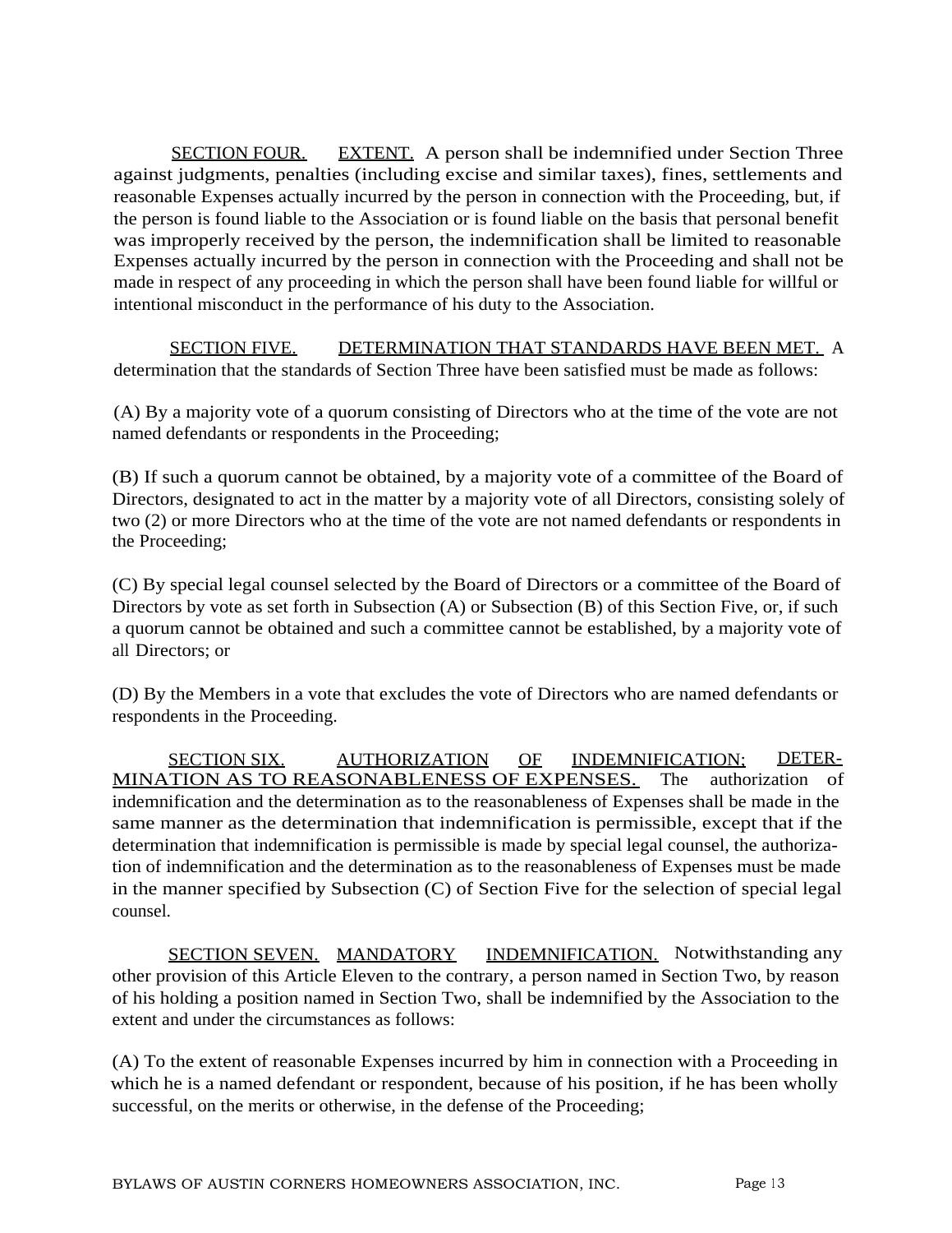SECTION FOUR. EXTENT. A person shall be indemnified under Section Three against judgments, penalties (including excise and similar taxes), fines, settlements and reasonable Expenses actually incurred by the person in connection with the Proceeding, but, if the person is found liable to the Association or is found liable on the basis that personal benefit was improperly received by the person, the indemnification shall be limited to reasonable Expenses actually incurred by the person in connection with the Proceeding and shall not be made in respect of any proceeding in which the person shall have been found liable for willful or intentional misconduct in the performance of his duty to the Association.

SECTION FIVE. DETERMINATION THAT STANDARDS HAVE BEEN MET. A determination that the standards of Section Three have been satisfied must be made as follows:

(A) By a majority vote of a quorum consisting of Directors who at the time of the vote are not named defendants or respondents in the Proceeding;

(B) If such a quorum cannot be obtained, by a majority vote of a committee of the Board of Directors, designated to act in the matter by a majority vote of all Directors, consisting solely of two (2) or more Directors who at the time of the vote are not named defendants or respondents in the Proceeding;

(C) By special legal counsel selected by the Board of Directors or a committee of the Board of Directors by vote as set forth in Subsection (A) or Subsection (B) of this Section Five, or, if such a quorum cannot be obtained and such a committee cannot be established, by a majority vote of all Directors; or

(D) By the Members in a vote that excludes the vote of Directors who are named defendants or respondents in the Proceeding.

SECTION SIX. AUTHORIZATION OF INDEMNIFICATION; DETERMINATION AS TO REASONABLENESS OF EXPENSES. The authorization of indemnification and the determination as to the reasonableness of Expenses shall be made in the same manner as the determination that indemnification is permissible, except that if the determination that indemnification is permissible is made by special legal counsel, the authorization of indemnification and the determination as to the reasonableness of Expenses must be made in the manner specified by Subsection (C) of Section Five for the selection of special legal counsel.

SECTION SEVEN. MANDATORY INDEMNIFICATION. Notwithstanding any other provision of this Article Eleven to the contrary, a person named in Section Two, by reason of his holding a position named in Section Two, shall be indemnified by the Association to the extent and under the circumstances as follows:

(A) To the extent of reasonable Expenses incurred by him in connection with a Proceeding in which he is a named defendant or respondent, because of his position, if he has been wholly successful, on the merits or otherwise, in the defense of the Proceeding;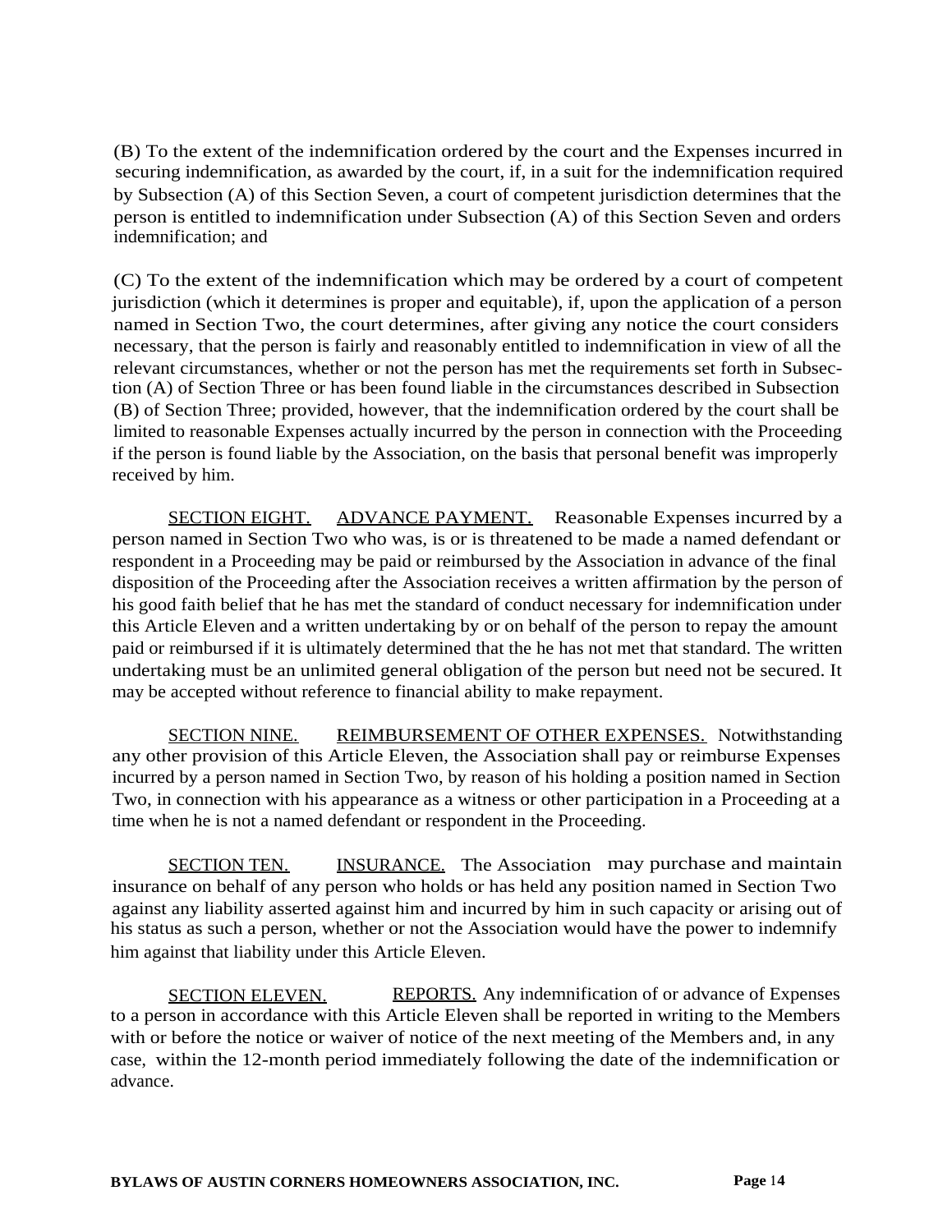(B) To the extent of the indemnification ordered by the court and the Expenses incurred in securing indemnification, as awarded by the court, if, in a suit for the indemnification required by Subsection (A) of this Section Seven, a court of competent jurisdiction determines that the person is entitled to indemnification under Subsection (A) of this Section Seven and orders indemnification; and

(C) To the extent of the indemnification which may be ordered by a court of competent jurisdiction (which it determines is proper and equitable), if, upon the application of a person named in Section Two, the court determines, after giving any notice the court considers necessary, that the person is fairly and reasonably entitled to indemnification in view of all the relevant circumstances, whether or not the person has met the requirements set forth in Subsection (A) of Section Three or has been found liable in the circumstances described in Subsection (B) of Section Three; provided, however, that the indemnification ordered by the court shall be limited to reasonable Expenses actually incurred by the person in connection with the Proceeding if the person is found liable by the Association, on the basis that personal benefit was improperly received by him.

<u>SECTION EIGHT.</u> <u>ADVANCE PAYMENT.</u> Reasonable Expenses incurred by a person named in Section Two who was, is or is threatened to be made a named defendant or respondent in a Proceeding may be paid or reimbursed by the Association in advance of the final disposition of the Proceeding after the Association receives a written affirmation by the person of his good faith belief that he has met the standard of conduct necessary for indemnification under this Article Eleven and a written undertaking by or on behalf of the person to repay the amount paid or reimbursed if it is ultimately determined that the he has not met that standard. The written undertaking must be an unlimited general obligation of the person but need not be secured. It may be accepted without reference to financial ability to make repayment.

<u>SECTION NINE.</u> <u>REIMBURSEMENT OF OTHER EXPENSES.</u> Notwithstanding any other provision of this Article Eleven, the Association shall pay or reimburse Expenses incurred by a person named in Section Two, by reason of his holding a position named in Section Two, in connection with his appearance as a witness or other participation in a Proceeding at a time when he is not a named defendant or respondent in the Proceeding.

<u>SECTION TEN.</u> <u>INSURANCE.</u> The Association may purchase and maintain insurance on behalf of any person who holds or has held any position named in Section Two against any liability asserted against him and incurred by him in such capacity or arising out of his status as such a person, whether or not the Association would have the power to indemnify him against that liability under this Article Eleven.

<u>SECTION ELEVEN.</u> <u>REPORTS.</u> Any indemnification of or advance of Expenses to a person in accordance with this Article Eleven shall be reported in writing to the Members with or before the notice or waiver of notice of the next meeting of the Members and, in any case, within the 12-month period immediately following the date of the indemnification or advance.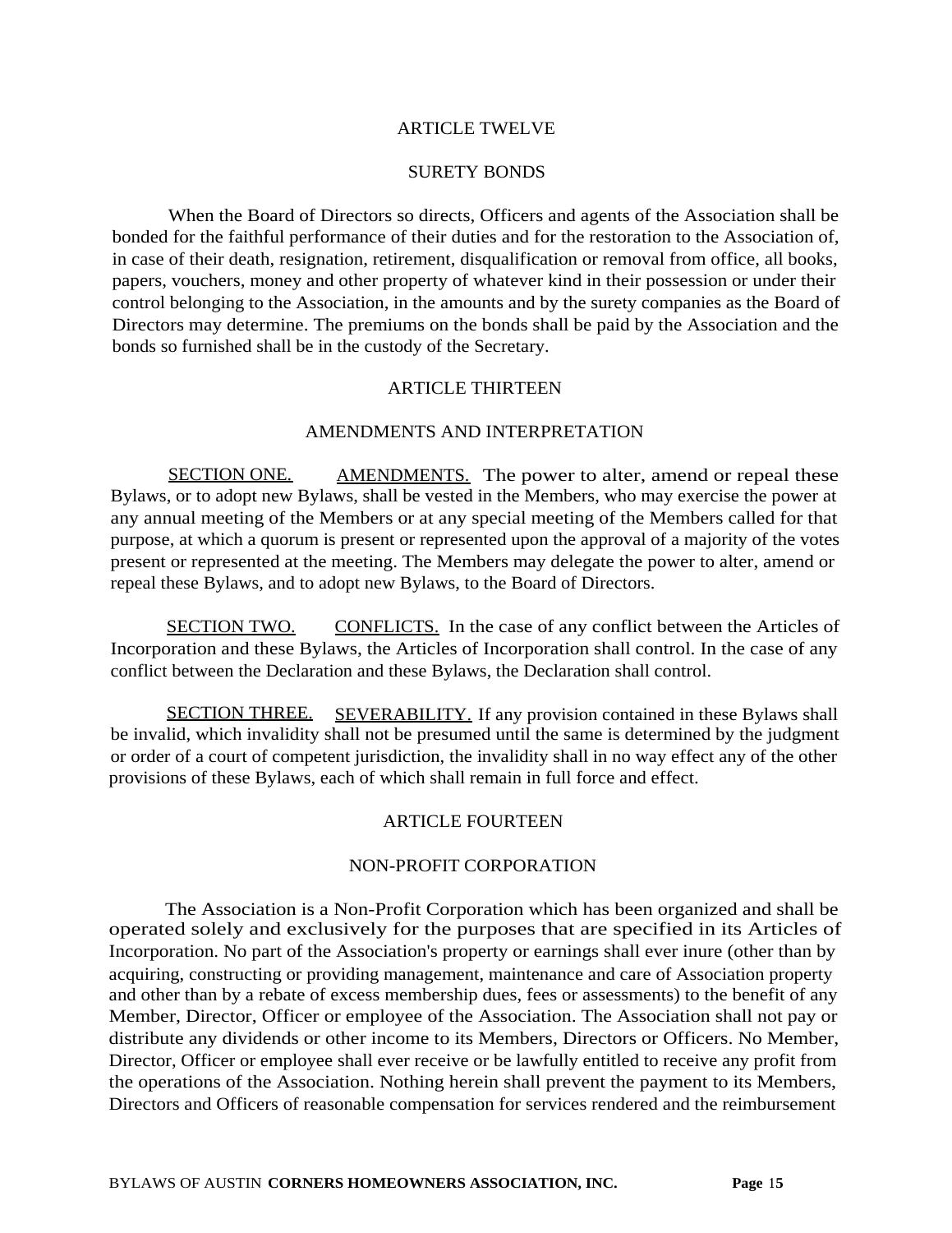## ARTICLE TWELVE

## SURETY BONDS

When the Board of Directors so directs, Officers and agents of the Association shall be bonded for the faithful performance of their duties and for the restoration to the Association of, in case of their death, resignation, retirement, disqualification or removal from office, all books, papers, vouchers, money and other property of whatever kind in their possession or under their control belonging to the Association, in the amounts and by the surety companies as the Board of Directors may determine. The premiums on the bonds shall be paid by the Association and the bonds so furnished shall be in the custody of the Secretary.

## ARTICLE THIRTEEN

## AMENDMENTS AND INTERPRETATION

<u>SECTION ONE.</u> <u>AMENDMENTS.</u> The power to alter, amend or repeal these Bylaws, or to adopt new Bylaws, shall be vested in the Members, who may exercise the power at any annual meeting of the Members or at any special meeting of the Members called for that purpose, at which a quorum is present or represented upon the approval of a majority of the votes present or represented at the meeting. The Members may delegate the power to alter, amend or repeal these Bylaws, and to adopt new Bylaws, to the Board of Directors.

<u>SECTION TWO.</u> <u>CONFLICTS.</u> In the case of any conflict between the Articles of Incorporation and these Bylaws, the Articles of Incorporation shall control. In the case of any conflict between the Declaration and these Bylaws, the Declaration shall control.

<u>SECTION THREE.</u> <u>SEVERABILITY.</u> If any provision contained in these Bylaws shall be invalid, which invalidity shall not be presumed until the same is determined by the judgment or order of a court of competent jurisdiction, the invalidity shall in no way effect any of the other provisions of these Bylaws, each of which shall remain in full force and effect.

## ARTICLE FOURTEEN

## NON-PROFIT CORPORATION

The Association is a Non-Profit Corporation which has been organized and shall be operated solely and exclusively for the purposes that are specified in its Articles of Incorporation. No part of the Association's property or earnings shall ever inure (other than by acquiring, constructing or providing management, maintenance and care of Association property and other than by a rebate of excess membership dues, fees or assessments) to the benefit of any Member, Director, Officer or employee of the Association. The Association shall not pay or distribute any dividends or other income to its Members, Directors or Officers. No Member, Director, Officer or employee shall ever receive or be lawfully entitled to receive any profit from the operations of the Association. Nothing herein shall prevent the payment to its Members, Directors and Officers of reasonable compensation for services rendered and the reimbursement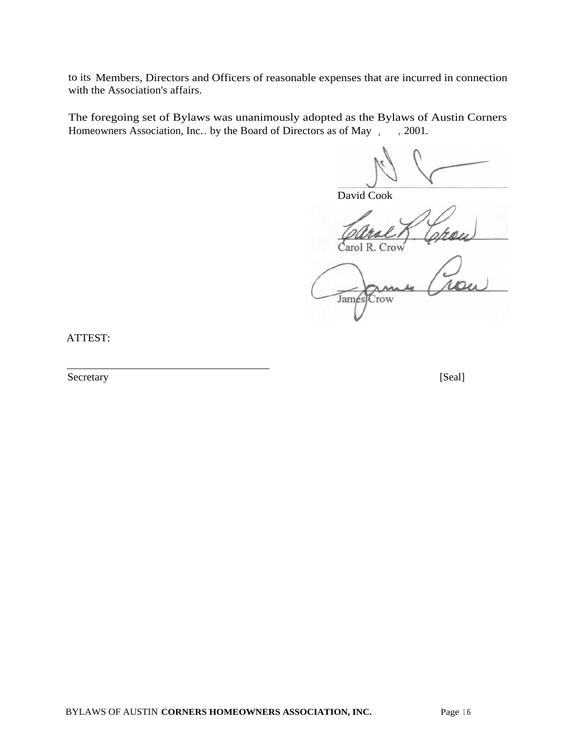to its Members, Directors and Officers of reasonable expenses that are incurred in connection with the Association's affairs.

The foregoing set of Bylaws was unanimously adopted as the Bylaws of Austin Corners Homeowners Association, Inc.. by the Board of Directors as of May , , 2001.

David Cook

Carol R. Crow

James Crow

ATTEST:

Secretary [Seal]